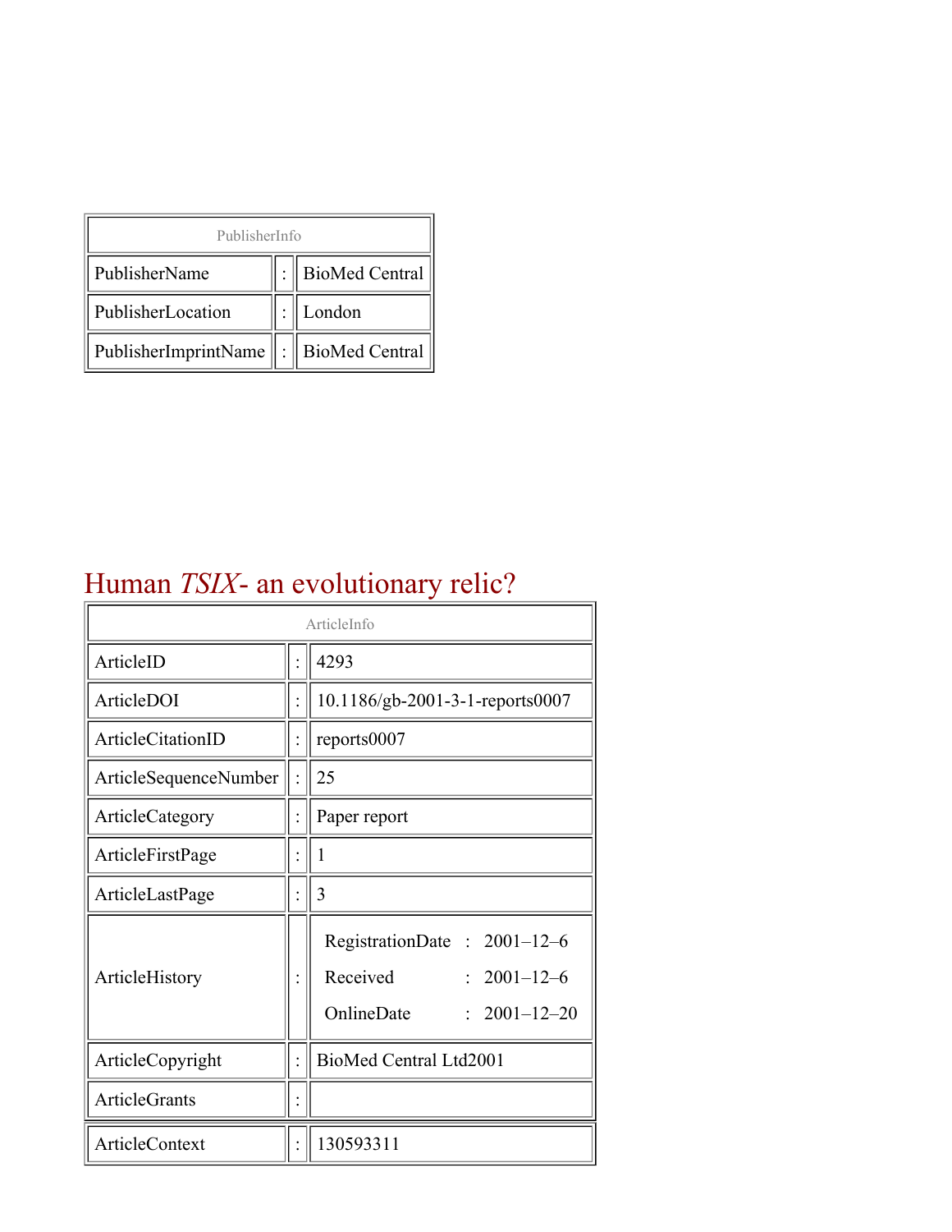| PublisherInfo | | |
|---|---|---|
| PublisherName | : | BioMed Central |
| PublisherLocation | : | London |
| PublisherImprintName | : | BioMed Central |

# Human *TSIX*- an evolutionary relic?

| ArticleInfo | | |
|---|---|---|
| ArticleID | : | 4293 |
| ArticleDOI | : | 10.1186/gb-2001-3-1-reports0007 |
| ArticleCitationID | : | reports0007 |
| ArticleSequenceNumber | : | 25 |
| ArticleCategory | : | Paper report |
| ArticleFirstPage | : | 1 |
| ArticleLastPage | : | 3 |
| ArticleHistory | : | RegistrationDate : 2001–12–6<br>Received : 2001–12–6<br>OnlineDate : 2001–12–20 |
| ArticleCopyright | : | BioMed Central Ltd2001 |
| ArticleGrants | : | |
| ArticleContext | : | 130593311 |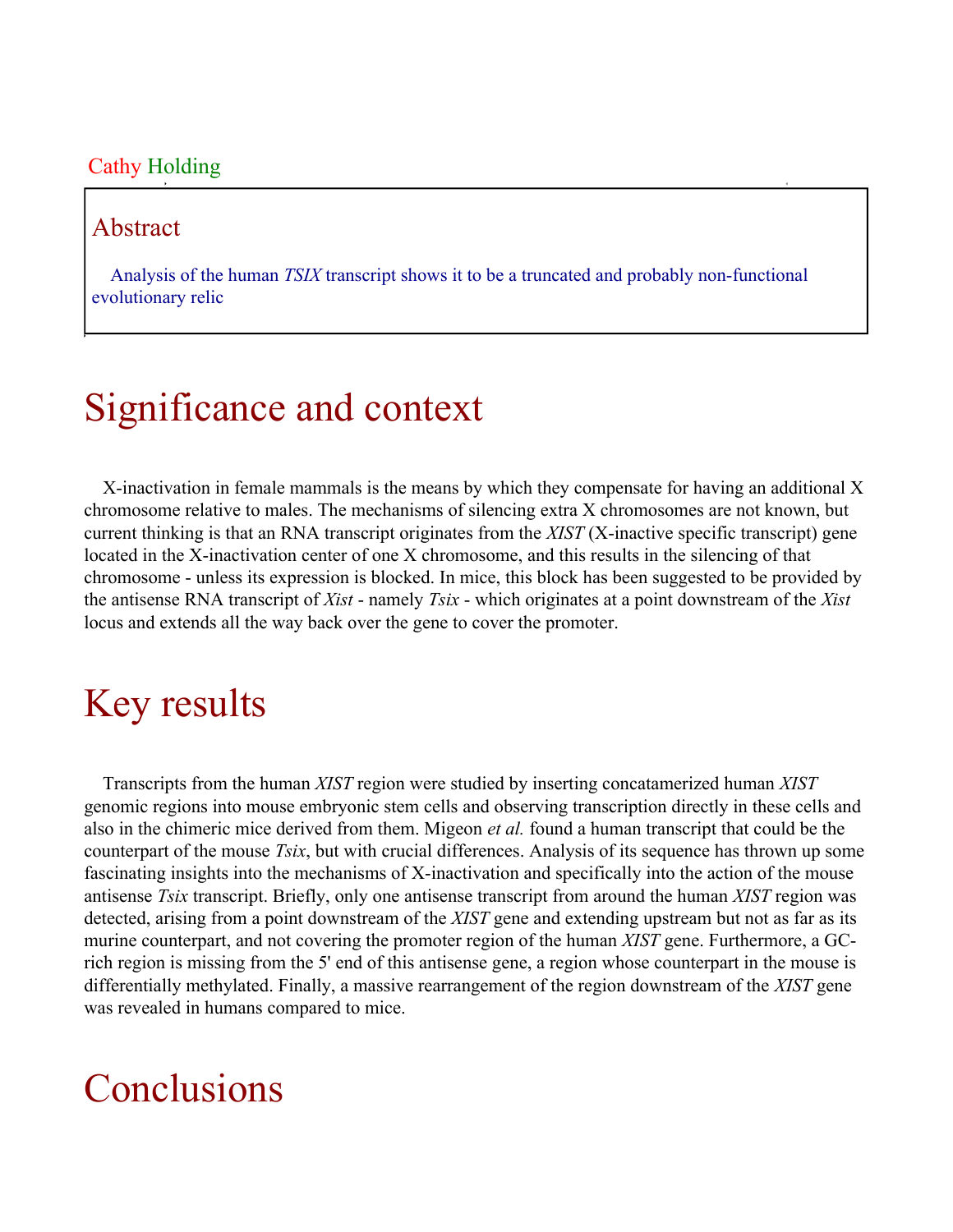Cathy Holding

## Abstract

Analysis of the human *TSIX* transcript shows it to be a truncated and probably non-functional evolutionary relic

# Significance and context

X-inactivation in female mammals is the means by which they compensate for having an additional X chromosome relative to males. The mechanisms of silencing extra X chromosomes are not known, but current thinking is that an RNA transcript originates from the *XIST* (X-inactive specific transcript) gene located in the X-inactivation center of one X chromosome, and this results in the silencing of that chromosome - unless its expression is blocked. In mice, this block has been suggested to be provided by the antisense RNA transcript of *Xist* - namely *Tsix* - which originates at a point downstream of the *Xist* locus and extends all the way back over the gene to cover the promoter.

# Key results

Transcripts from the human *XIST* region were studied by inserting concatamerized human *XIST* genomic regions into mouse embryonic stem cells and observing transcription directly in these cells and also in the chimeric mice derived from them. Migeon *et al.* found a human transcript that could be the counterpart of the mouse *Tsix*, but with crucial differences. Analysis of its sequence has thrown up some fascinating insights into the mechanisms of X-inactivation and specifically into the action of the mouse antisense *Tsix* transcript. Briefly, only one antisense transcript from around the human *XIST* region was detected, arising from a point downstream of the *XIST* gene and extending upstream but not as far as its murine counterpart, and not covering the promoter region of the human *XIST* gene. Furthermore, a GC-rich region is missing from the 5' end of this antisense gene, a region whose counterpart in the mouse is differentially methylated. Finally, a massive rearrangement of the region downstream of the *XIST* gene was revealed in humans compared to mice.

# Conclusions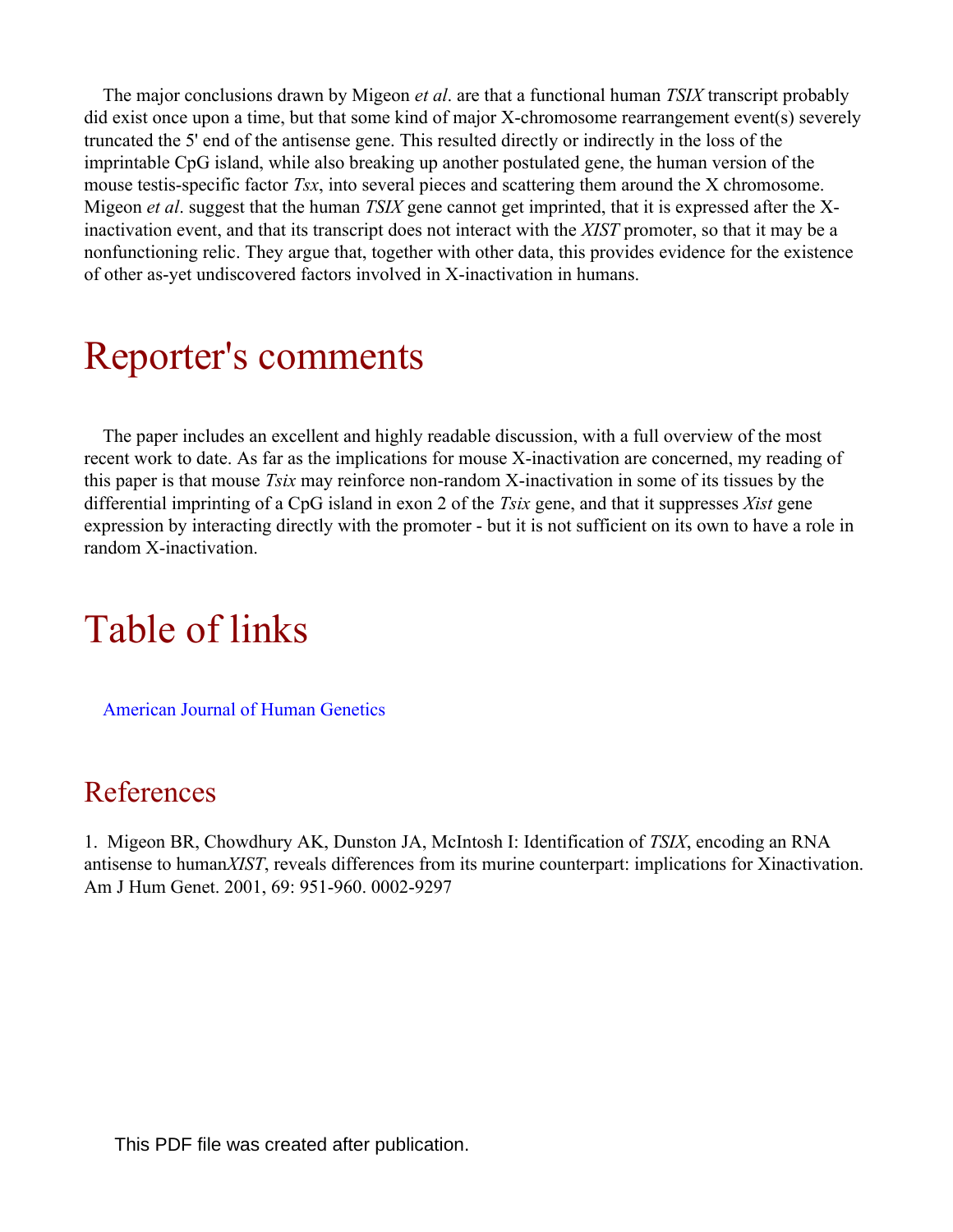The major conclusions drawn by Migeon *et al*. are that a functional human *TSIX* transcript probably did exist once upon a time, but that some kind of major X-chromosome rearrangement event(s) severely truncated the 5' end of the antisense gene. This resulted directly or indirectly in the loss of the imprintable CpG island, while also breaking up another postulated gene, the human version of the mouse testis-specific factor *Tsx*, into several pieces and scattering them around the X chromosome. Migeon *et al*. suggest that the human *TSIX* gene cannot get imprinted, that it is expressed after the X-inactivation event, and that its transcript does not interact with the *XIST* promoter, so that it may be a nonfunctioning relic. They argue that, together with other data, this provides evidence for the existence of other as-yet undiscovered factors involved in X-inactivation in humans.

# Reporter's comments

The paper includes an excellent and highly readable discussion, with a full overview of the most recent work to date. As far as the implications for mouse X-inactivation are concerned, my reading of this paper is that mouse *Tsix* may reinforce non-random X-inactivation in some of its tissues by the differential imprinting of a CpG island in exon 2 of the *Tsix* gene, and that it suppresses *Xist* gene expression by interacting directly with the promoter - but it is not sufficient on its own to have a role in random X-inactivation.

# Table of links

American Journal of Human Genetics

## References

1. Migeon BR, Chowdhury AK, Dunston JA, McIntosh I: Identification of *TSIX*, encoding an RNA antisense to human*XIST*, reveals differences from its murine counterpart: implications for Xinactivation. Am J Hum Genet. 2001, 69: 951-960. 0002-9297

This PDF file was created after publication.